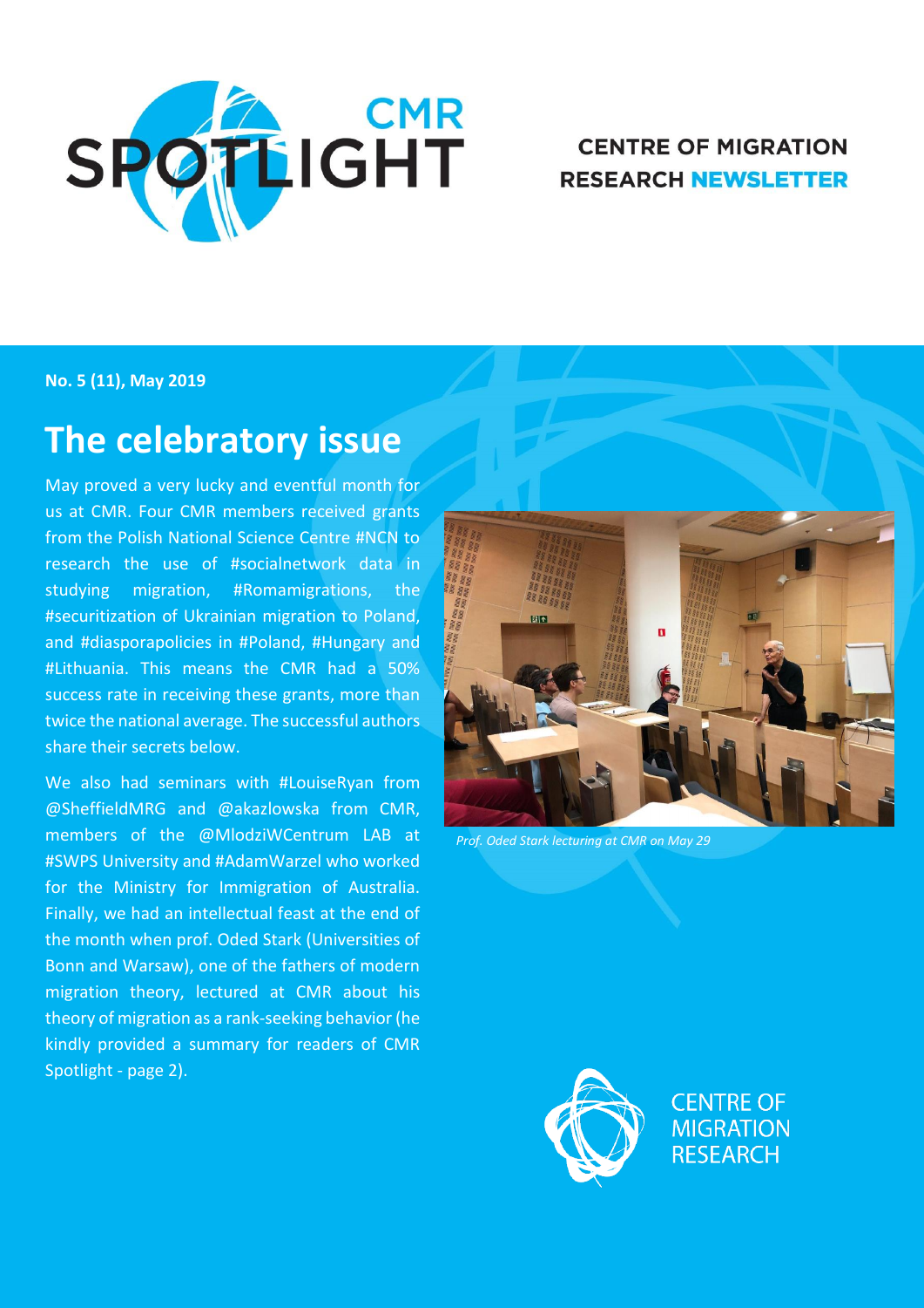# CMR SPOTLIGHT

CENTRE OF MIGRATION RESEARCH NEWSLETTER

**No. 5 (11), May 2019**

## The celebratory issue

May proved a very lucky and eventful month for us at CMR. Four CMR members received grants from the Polish National Science Centre #NCN to research the use of #socialnetwork data in studying migration, #Romamigrations, the #securitization of Ukrainian migration to Poland, and #diasporapolicies in #Poland, #Hungary and #Lithuania. This means the CMR had a 50% success rate in receiving these grants, more than twice the national average. The successful authors share their secrets below.

We also had seminars with #LouiseRyan from @SheffieldMRG and @akazlowska from CMR, members of the @MlodziWCentrum LAB at #SWPS University and #AdamWarzel who worked for the Ministry for Immigration of Australia. Finally, we had an intellectual feast at the end of the month when prof. Oded Stark (Universities of Bonn and Warsaw), one of the fathers of modern migration theory, lectured at CMR about his theory of migration as a rank-seeking behavior (he kindly provided a summary for readers of CMR Spotlight - page 2).

*Prof. Oded Stark lecturing at CMR on May 29*

CENTRE OF MIGRATION RESEARCH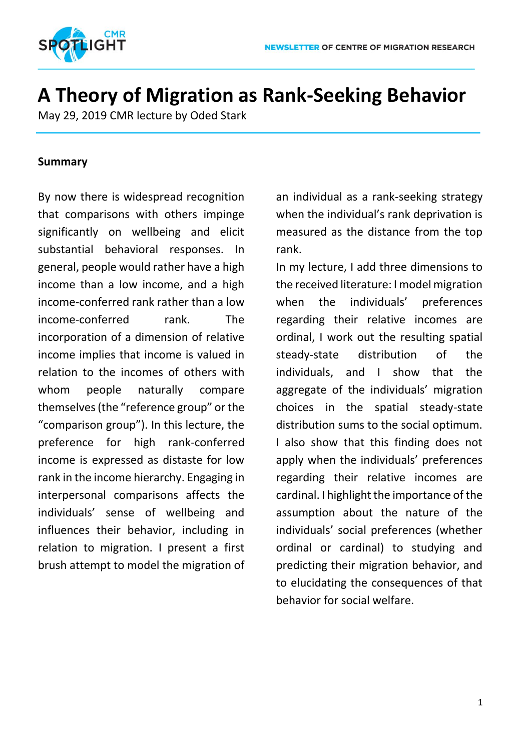# A Theory of Migration as Rank-Seeking Behavior

May 29, 2019 CMR lecture by Oded Stark

**Summary**

By now there is widespread recognition that comparisons with others impinge significantly on wellbeing and elicit substantial behavioral responses. In general, people would rather have a high income than a low income, and a high income-conferred rank rather than a low income-conferred rank. The incorporation of a dimension of relative income implies that income is valued in relation to the incomes of others with whom people naturally compare themselves (the "reference group" or the "comparison group"). In this lecture, the preference for high rank-conferred income is expressed as distaste for low rank in the income hierarchy. Engaging in interpersonal comparisons affects the individuals' sense of wellbeing and influences their behavior, including in relation to migration. I present a first brush attempt to model the migration of an individual as a rank-seeking strategy when the individual's rank deprivation is measured as the distance from the top rank.

In my lecture, I add three dimensions to the received literature: I model migration when the individuals' preferences regarding their relative incomes are ordinal, I work out the resulting spatial steady-state distribution of the individuals, and I show that the aggregate of the individuals' migration choices in the spatial steady-state distribution sums to the social optimum. I also show that this finding does not apply when the individuals' preferences regarding their relative incomes are cardinal. I highlight the importance of the assumption about the nature of the individuals' social preferences (whether ordinal or cardinal) to studying and predicting their migration behavior, and to elucidating the consequences of that behavior for social welfare.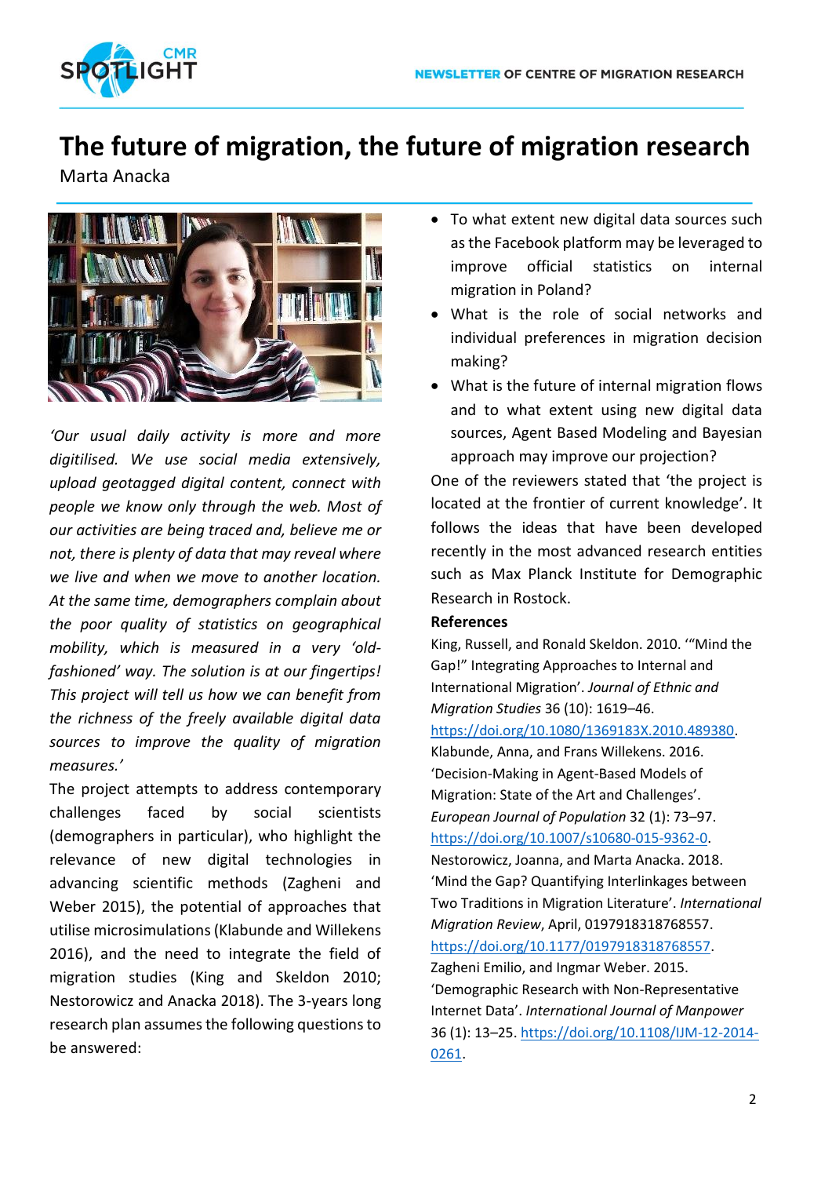# The future of migration, the future of migration research

Marta Anacka

*'Our usual daily activity is more and more digitilised. We use social media extensively, upload geotagged digital content, connect with people we know only through the web. Most of our activities are being traced and, believe me or not, there is plenty of data that may reveal where we live and when we move to another location. At the same time, demographers complain about the poor quality of statistics on geographical mobility, which is measured in a very 'old-fashioned' way. The solution is at our fingertips! This project will tell us how we can benefit from the richness of the freely available digital data sources to improve the quality of migration measures.'*

The project attempts to address contemporary challenges faced by social scientists (demographers in particular), who highlight the relevance of new digital technologies in advancing scientific methods (Zagheni and Weber 2015), the potential of approaches that utilise microsimulations (Klabunde and Willekens 2016), and the need to integrate the field of migration studies (King and Skeldon 2010; Nestorowicz and Anacka 2018). The 3-years long research plan assumes the following questions to be answered:

- To what extent new digital data sources such as the Facebook platform may be leveraged to improve official statistics on internal migration in Poland?
- What is the role of social networks and individual preferences in migration decision making?
- What is the future of internal migration flows and to what extent using new digital data sources, Agent Based Modeling and Bayesian approach may improve our projection?

One of the reviewers stated that 'the project is located at the frontier of current knowledge'. It follows the ideas that have been developed recently in the most advanced research entities such as Max Planck Institute for Demographic Research in Rostock.

**References**

King, Russell, and Ronald Skeldon. 2010. '"Mind the Gap!" Integrating Approaches to Internal and International Migration'. *Journal of Ethnic and Migration Studies* 36 (10): 1619–46. https://doi.org/10.1080/1369183X.2010.489380.

Klabunde, Anna, and Frans Willekens. 2016. 'Decision-Making in Agent-Based Models of Migration: State of the Art and Challenges'. *European Journal of Population* 32 (1): 73–97. https://doi.org/10.1007/s10680-015-9362-0.

Nestorowicz, Joanna, and Marta Anacka. 2018. 'Mind the Gap? Quantifying Interlinkages between Two Traditions in Migration Literature'. *International Migration Review*, April, 0197918318768557. https://doi.org/10.1177/0197918318768557.

Zagheni Emilio, and Ingmar Weber. 2015. 'Demographic Research with Non-Representative Internet Data'. *International Journal of Manpower* 36 (1): 13–25. https://doi.org/10.1108/IJM-12-2014-0261.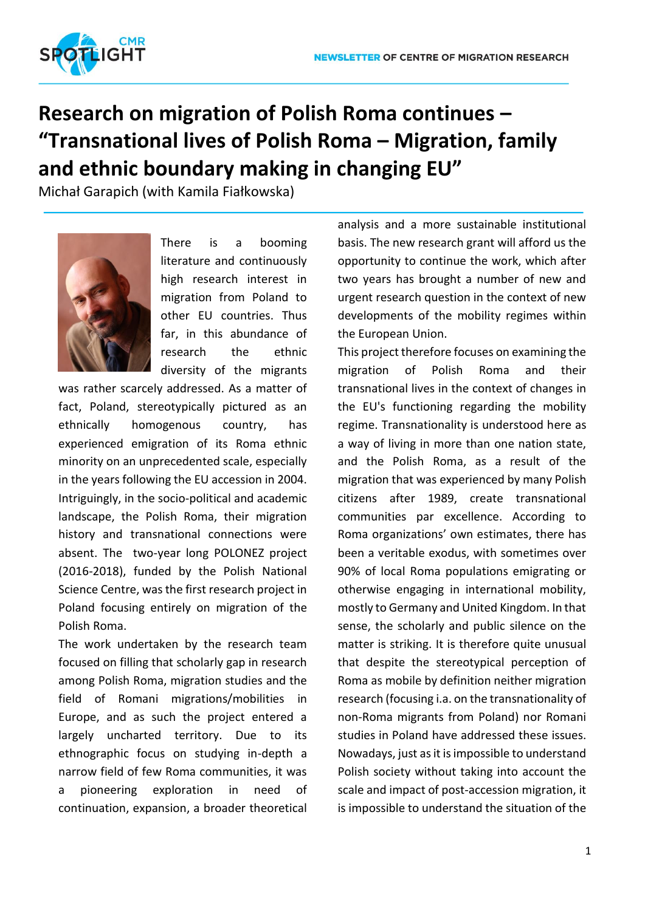# Research on migration of Polish Roma continues – "Transnational lives of Polish Roma – Migration, family and ethnic boundary making in changing EU"

Michał Garapich (with Kamila Fiałkowska)

There is a booming literature and continuously high research interest in migration from Poland to other EU countries. Thus far, in this abundance of research the ethnic diversity of the migrants was rather scarcely addressed. As a matter of fact, Poland, stereotypically pictured as an ethnically homogenous country, has experienced emigration of its Roma ethnic minority on an unprecedented scale, especially in the years following the EU accession in 2004. Intriguingly, in the socio-political and academic landscape, the Polish Roma, their migration history and transnational connections were absent. The two-year long POLONEZ project (2016-2018), funded by the Polish National Science Centre, was the first research project in Poland focusing entirely on migration of the Polish Roma.

The work undertaken by the research team focused on filling that scholarly gap in research among Polish Roma, migration studies and the field of Romani migrations/mobilities in Europe, and as such the project entered a largely uncharted territory. Due to its ethnographic focus on studying in-depth a narrow field of few Roma communities, it was a pioneering exploration in need of continuation, expansion, a broader theoretical analysis and a more sustainable institutional basis. The new research grant will afford us the opportunity to continue the work, which after two years has brought a number of new and urgent research question in the context of new developments of the mobility regimes within the European Union.

This project therefore focuses on examining the migration of Polish Roma and their transnational lives in the context of changes in the EU's functioning regarding the mobility regime. Transnationality is understood here as a way of living in more than one nation state, and the Polish Roma, as a result of the migration that was experienced by many Polish citizens after 1989, create transnational communities par excellence. According to Roma organizations' own estimates, there has been a veritable exodus, with sometimes over 90% of local Roma populations emigrating or otherwise engaging in international mobility, mostly to Germany and United Kingdom. In that sense, the scholarly and public silence on the matter is striking. It is therefore quite unusual that despite the stereotypical perception of Roma as mobile by definition neither migration research (focusing i.a. on the transnationality of non-Roma migrants from Poland) nor Romani studies in Poland have addressed these issues. Nowadays, just as it is impossible to understand Polish society without taking into account the scale and impact of post-accession migration, it is impossible to understand the situation of the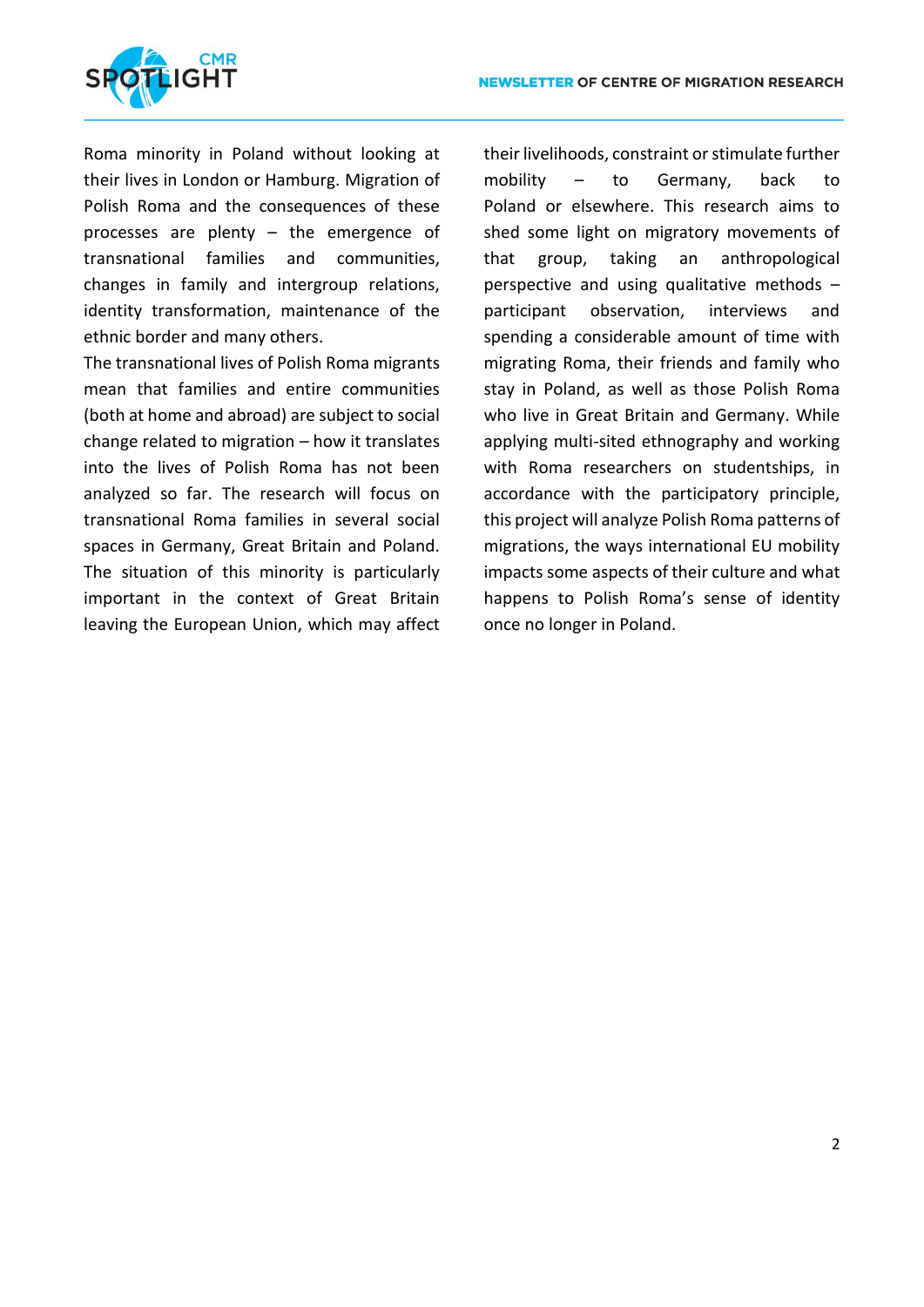Roma minority in Poland without looking at their lives in London or Hamburg. Migration of Polish Roma and the consequences of these processes are plenty – the emergence of transnational families and communities, changes in family and intergroup relations, identity transformation, maintenance of the ethnic border and many others.

The transnational lives of Polish Roma migrants mean that families and entire communities (both at home and abroad) are subject to social change related to migration – how it translates into the lives of Polish Roma has not been analyzed so far. The research will focus on transnational Roma families in several social spaces in Germany, Great Britain and Poland. The situation of this minority is particularly important in the context of Great Britain leaving the European Union, which may affect their livelihoods, constraint or stimulate further mobility – to Germany, back to Poland or elsewhere. This research aims to shed some light on migratory movements of that group, taking an anthropological perspective and using qualitative methods – participant observation, interviews and spending a considerable amount of time with migrating Roma, their friends and family who stay in Poland, as well as those Polish Roma who live in Great Britain and Germany. While applying multi-sited ethnography and working with Roma researchers on studentships, in accordance with the participatory principle, this project will analyze Polish Roma patterns of migrations, the ways international EU mobility impacts some aspects of their culture and what happens to Polish Roma's sense of identity once no longer in Poland.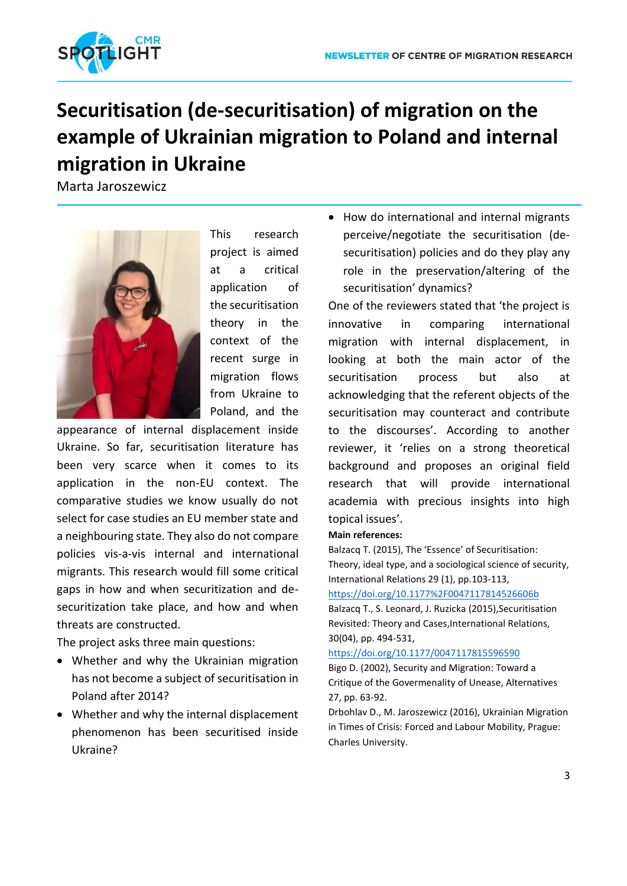# Securitisation (de-securitisation) of migration on the example of Ukrainian migration to Poland and internal migration in Ukraine

Marta Jaroszewicz

This research project is aimed at a critical application of the securitisation theory in the context of the recent surge in migration flows from Ukraine to Poland, and the appearance of internal displacement inside Ukraine. So far, securitisation literature has been very scarce when it comes to its application in the non-EU context. The comparative studies we know usually do not select for case studies an EU member state and a neighbouring state. They also do not compare policies vis-a-vis internal and international migrants. This research would fill some critical gaps in how and when securitization and de-securitization take place, and how and when threats are constructed.

The project asks three main questions:

- Whether and why the Ukrainian migration has not become a subject of securitisation in Poland after 2014?
- Whether and why the internal displacement phenomenon has been securitised inside Ukraine?
- How do international and internal migrants perceive/negotiate the securitisation (de-securitisation) policies and do they play any role in the preservation/altering of the securitisation' dynamics?

One of the reviewers stated that 'the project is innovative in comparing international migration with internal displacement, in looking at both the main actor of the securitisation process but also at acknowledging that the referent objects of the securitisation may counteract and contribute to the discourses'. According to another reviewer, it 'relies on a strong theoretical background and proposes an original field research that will provide international academia with precious insights into high topical issues'.

**Main references:**

Balzacq T. (2015), The 'Essence' of Securitisation: Theory, ideal type, and a sociological science of security, International Relations 29 (1), pp.103-113, https://doi.org/10.1177%2F0047117814526606b

Balzacq T., S. Leonard, J. Ruzicka (2015),Securitisation Revisited: Theory and Cases,International Relations, 30(04), pp. 494-531, https://doi.org/10.1177/0047117815596590

Bigo D. (2002), Security and Migration: Toward a Critique of the Governemality of Unease, Alternatives 27, pp. 63-92.

Drbohlav D., M. Jaroszewicz (2016), Ukrainian Migration in Times of Crisis: Forced and Labour Mobility, Prague: Charles University.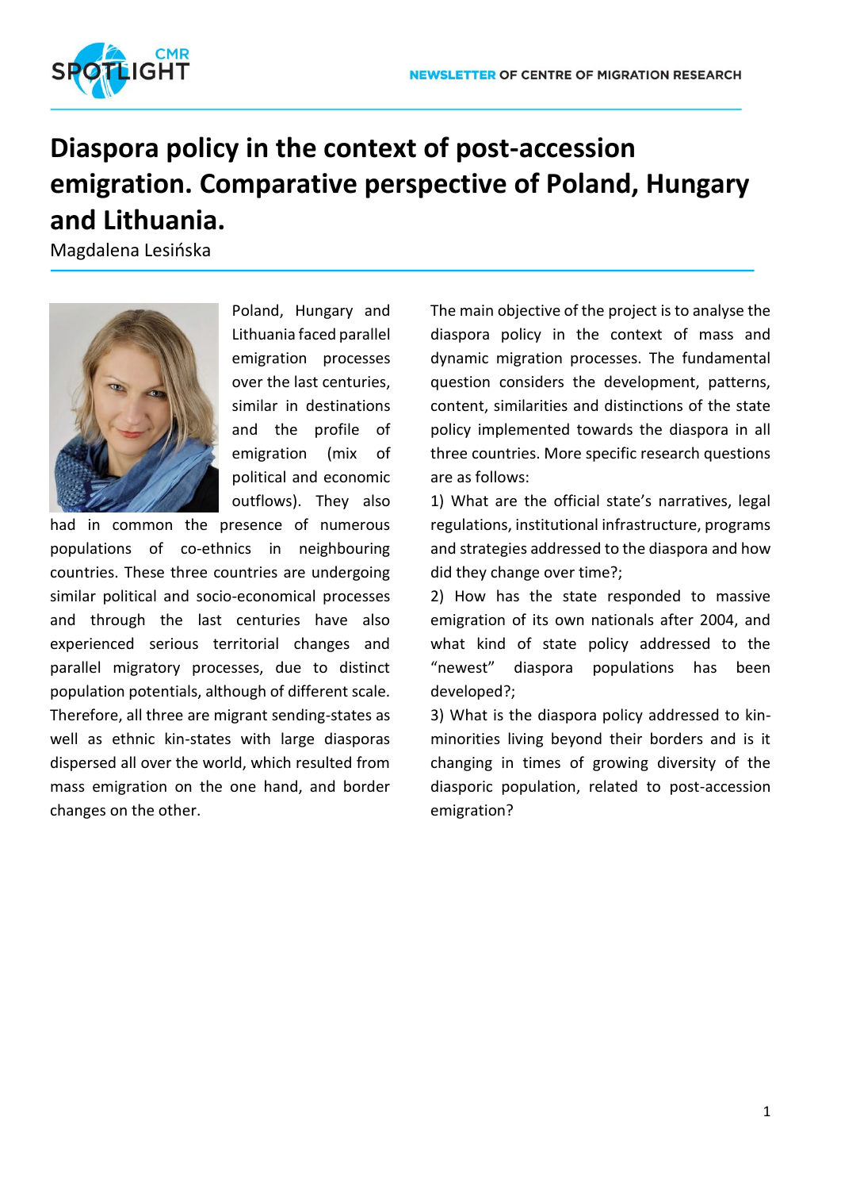# Diaspora policy in the context of post-accession emigration. Comparative perspective of Poland, Hungary and Lithuania.

Magdalena Lesińska

Poland, Hungary and Lithuania faced parallel emigration processes over the last centuries, similar in destinations and the profile of emigration (mix of political and economic outflows). They also had in common the presence of numerous populations of co-ethnics in neighbouring countries. These three countries are undergoing similar political and socio-economical processes and through the last centuries have also experienced serious territorial changes and parallel migratory processes, due to distinct population potentials, although of different scale. Therefore, all three are migrant sending-states as well as ethnic kin-states with large diasporas dispersed all over the world, which resulted from mass emigration on the one hand, and border changes on the other.

The main objective of the project is to analyse the diaspora policy in the context of mass and dynamic migration processes. The fundamental question considers the development, patterns, content, similarities and distinctions of the state policy implemented towards the diaspora in all three countries. More specific research questions are as follows:

1) What are the official state's narratives, legal regulations, institutional infrastructure, programs and strategies addressed to the diaspora and how did they change over time?;

2) How has the state responded to massive emigration of its own nationals after 2004, and what kind of state policy addressed to the "newest" diaspora populations has been developed?;

3) What is the diaspora policy addressed to kin-minorities living beyond their borders and is it changing in times of growing diversity of the diasporic population, related to post-accession emigration?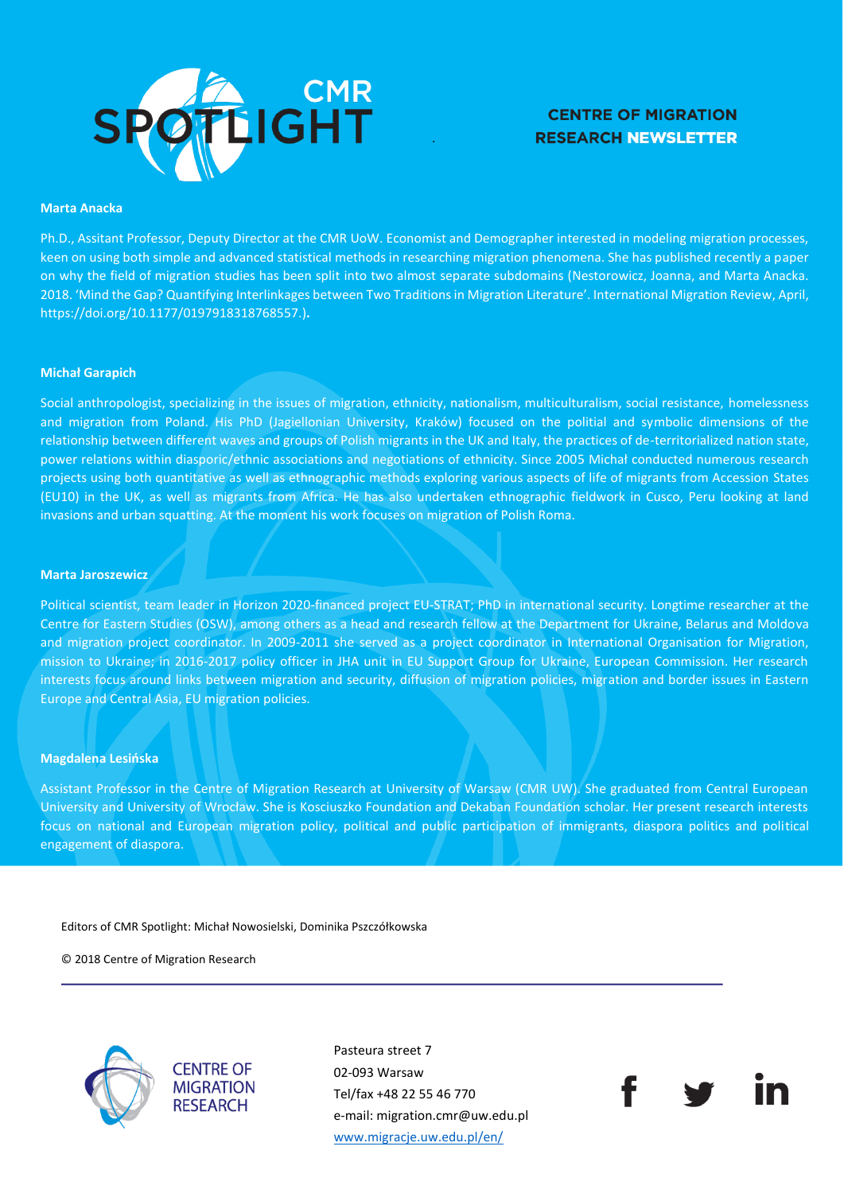CMR SPOTLIGHT

CENTRE OF MIGRATION RESEARCH NEWSLETTER

**Marta Anacka**

Ph.D., Assitant Professor, Deputy Director at the CMR UoW. Economist and Demographer interested in modeling migration processes, keen on using both simple and advanced statistical methods in researching migration phenomena. She has published recently a paper on why the field of migration studies has been split into two almost separate subdomains (Nestorowicz, Joanna, and Marta Anacka. 2018. 'Mind the Gap? Quantifying Interlinkages between Two Traditions in Migration Literature'. International Migration Review, April, https://doi.org/10.1177/0197918318768557.).

**Michał Garapich**

Social anthropologist, specializing in the issues of migration, ethnicity, nationalism, multiculturalism, social resistance, homelessness and migration from Poland. His PhD (Jagiellonian University, Kraków) focused on the polítial and symbolic dimensions of the relationship between different waves and groups of Polish migrants in the UK and Italy, the practices of de-territorialized nation state, power relations within diasporic/ethnic associations and negotiations of ethnicity. Since 2005 Michał conducted numerous research projects using both quantitative as well as ethnographic methods exploring various aspects of life of migrants from Accession States (EU10) in the UK, as well as migrants from Africa. He has also undertaken ethnographic fieldwork in Cusco, Peru looking at land invasions and urban squatting. At the moment his work focuses on migration of Polish Roma.

**Marta Jaroszewicz**

Political scientist, team leader in Horizon 2020-financed project EU-STRAT; PhD in international security. Longtime researcher at the Centre for Eastern Studies (OSW), among others as a head and research fellow at the Department for Ukraine, Belarus and Moldova and migration project coordinator. In 2009-2011 she served as a project coordinator in International Organisation for Migration, mission to Ukraine; in 2016-2017 policy officer in JHA unit in EU Support Group for Ukraine, European Commission. Her research interests focus around links between migration and security, diffusion of migration policies, migration and border issues in Eastern Europe and Central Asia, EU migration policies.

**Magdalena Lesińska**

Assistant Professor in the Centre of Migration Research at University of Warsaw (CMR UW). She graduated from Central European University and University of Wrocław. She is Kosciuszko Foundation and Dekaban Foundation scholar. Her present research interests focus on national and European migration policy, political and public participation of immigrants, diaspora politics and political engagement of diaspora.

Editors of CMR Spotlight: Michał Nowosielski, Dominika Pszczółkowska

© 2018 Centre of Migration Research

CENTRE OF MIGRATION RESEARCH

Pasteura street 7
02-093 Warsaw
Tel/fax +48 22 55 46 770
e-mail: migration.cmr@uw.edu.pl
www.migracje.uw.edu.pl/en/